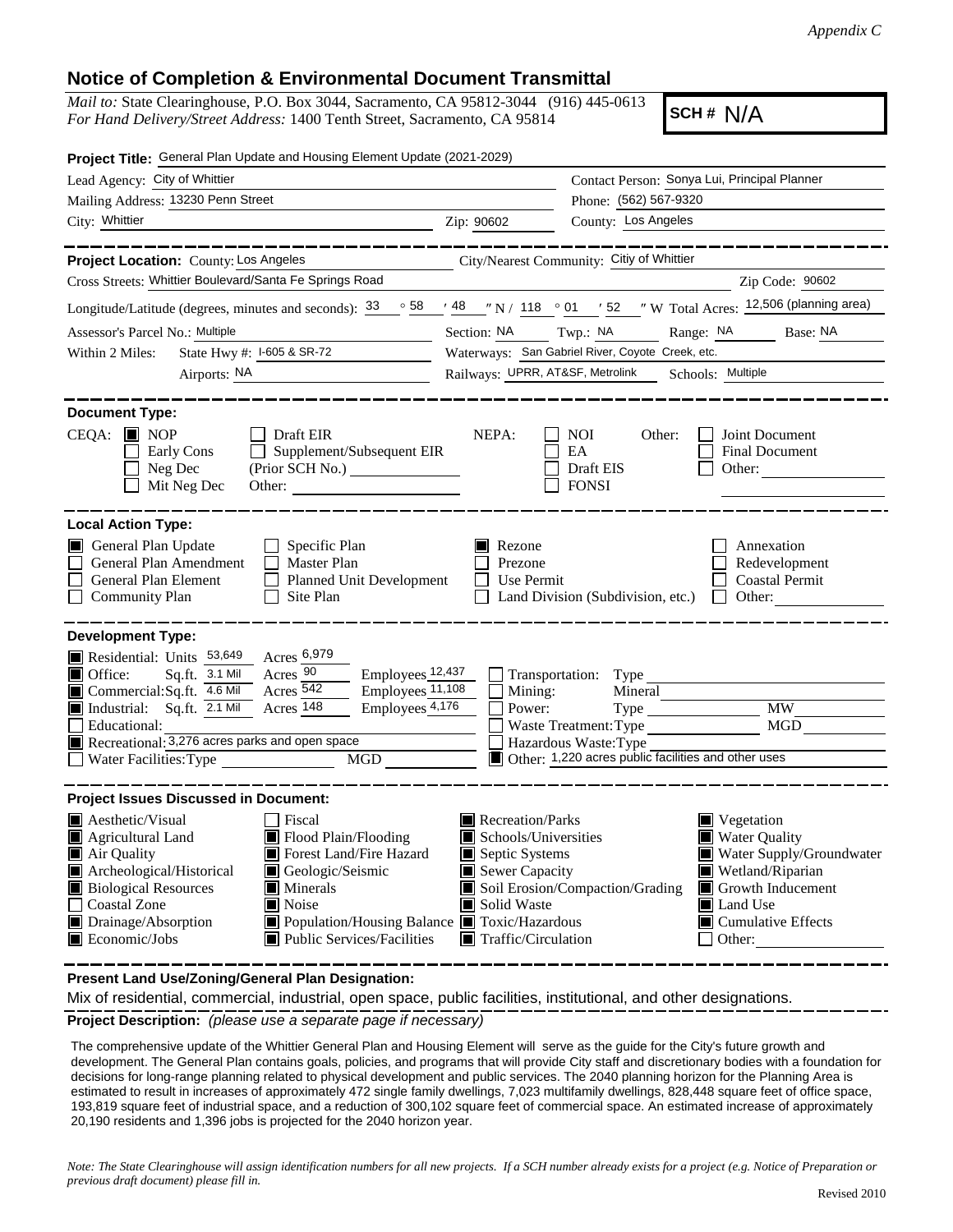*Appendix C*

# Notice of Completion & Environmental Document Transmittal

*Mail to:* State Clearinghouse, P.O. Box 3044, Sacramento, CA 95812-3044 (916) 445-0613
*For Hand Delivery/Street Address:* 1400 Tenth Street, Sacramento, CA 95814

**SCH #** N/A

**Project Title:** General Plan Update and Housing Element Update (2021-2029)

Lead Agency: City of Whittier
Contact Person: Sonya Lui, Principal Planner
Mailing Address: 13230 Penn Street
Phone: (562) 567-9320
City: Whittier
Zip: 90602
County: Los Angeles

**Project Location:** County: Los Angeles
City/Nearest Community: Citiy of Whittier
Cross Streets: Whittier Boulevard/Santa Fe Springs Road
Zip Code: 90602
Longitude/Latitude (degrees, minutes and seconds): 33 ° 58 ′ 48 ″ N / 118 ° 01 ′ 52 ″ W Total Acres: 12,506 (planning area)
Assessor's Parcel No.: Multiple
Section: NA Twp.: NA Range: NA Base: NA
Within 2 Miles: State Hwy #: I-605 & SR-72
Waterways: San Gabriel River, Coyote Creek, etc.
Airports: NA
Railways: UPRR, AT&SF, Metrolink
Schools: Multiple

**Document Type:**

CEQA: ■ NOP ☐ Draft EIR ☐ Early Cons ☐ Supplement/Subsequent EIR ☐ Neg Dec (Prior SCH No.) ☐ Mit Neg Dec Other:

NEPA: ☐ NOI ☐ EA ☐ Draft EIS ☐ FONSI

Other: ☐ Joint Document ☐ Final Document ☐ Other:

**Local Action Type:**

■ General Plan Update ☐ General Plan Amendment ☐ General Plan Element ☐ Community Plan ☐ Specific Plan ☐ Master Plan ☐ Planned Unit Development ☐ Site Plan ■ Rezone ☐ Prezone ☐ Use Permit ☐ Land Division (Subdivision, etc.) ☐ Annexation ☐ Redevelopment ☐ Coastal Permit ☐ Other:

**Development Type:**

■ Residential: Units 53,649 Acres 6,979
■ Office: Sq.ft. 3.1 Mil Acres 90 Employees 12,437
■ Commercial: Sq.ft. 4.6 Mil Acres 542 Employees 11,108
■ Industrial: Sq.ft. 2.1 Mil Acres 148 Employees 4,176
☐ Educational:
■ Recreational: 3,276 acres parks and open space
☐ Water Facilities: Type MGD
☐ Transportation: Type
☐ Mining: Mineral
☐ Power: Type MW
☐ Waste Treatment: Type MGD
☐ Hazardous Waste: Type
■ Other: 1,220 acres public facilities and other uses

**Project Issues Discussed in Document:**

■ Aesthetic/Visual
■ Agricultural Land
■ Air Quality
■ Archeological/Historical
■ Biological Resources
☐ Coastal Zone
■ Drainage/Absorption
■ Economic/Jobs
☐ Fiscal
■ Flood Plain/Flooding
■ Forest Land/Fire Hazard
■ Geologic/Seismic
■ Minerals
■ Noise
■ Population/Housing Balance
■ Public Services/Facilities
■ Recreation/Parks
■ Schools/Universities
■ Septic Systems
■ Sewer Capacity
■ Soil Erosion/Compaction/Grading
■ Solid Waste
■ Toxic/Hazardous
■ Traffic/Circulation
■ Vegetation
■ Water Quality
■ Water Supply/Groundwater
■ Wetland/Riparian
■ Growth Inducement
■ Land Use
■ Cumulative Effects
☐ Other:

**Present Land Use/Zoning/General Plan Designation:**

Mix of residential, commercial, industrial, open space, public facilities, institutional, and other designations.

**Project Description:** *(please use a separate page if necessary)*

The comprehensive update of the Whittier General Plan and Housing Element will serve as the guide for the City's future growth and development. The General Plan contains goals, policies, and programs that will provide City staff and discretionary bodies with a foundation for decisions for long-range planning related to physical development and public services. The 2040 planning horizon for the Planning Area is estimated to result in increases of approximately 472 single family dwellings, 7,023 multifamily dwellings, 828,448 square feet of office space, 193,819 square feet of industrial space, and a reduction of 300,102 square feet of commercial space. An estimated increase of approximately 20,190 residents and 1,396 jobs is projected for the 2040 horizon year.

*Note: The State Clearinghouse will assign identification numbers for all new projects. If a SCH number already exists for a project (e.g. Notice of Preparation or previous draft document) please fill in.*

Revised 2010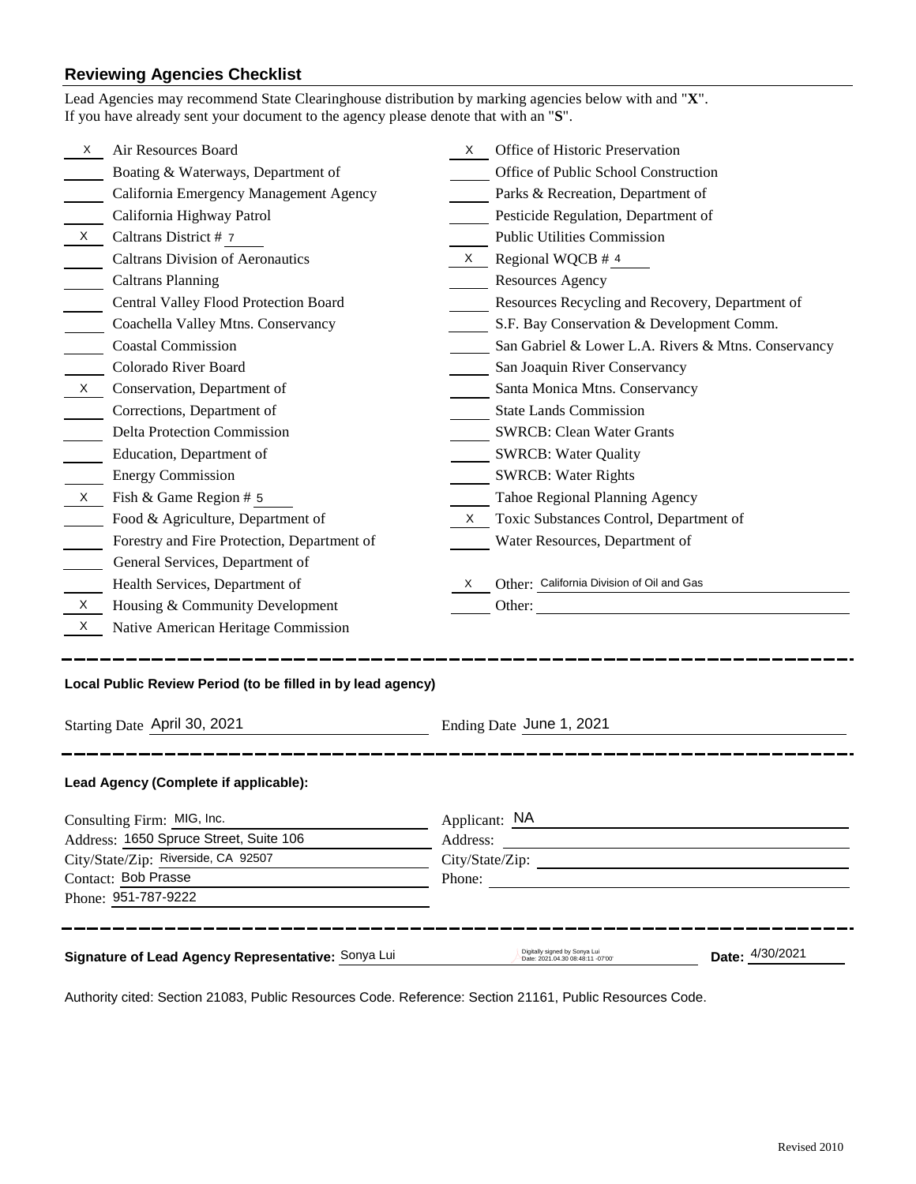## Reviewing Agencies Checklist

Lead Agencies may recommend State Clearinghouse distribution by marking agencies below with and "**X**".
If you have already sent your document to the agency please denote that with an "**S**".

| | | | |
|---|---|---|---|
| X | Air Resources Board | X | Office of Historic Preservation |
| | Boating & Waterways, Department of | | Office of Public School Construction |
| | California Emergency Management Agency | | Parks & Recreation, Department of |
| | California Highway Patrol | | Pesticide Regulation, Department of |
| X | Caltrans District # 7 | | Public Utilities Commission |
| | Caltrans Division of Aeronautics | X | Regional WQCB # 4 |
| | Caltrans Planning | | Resources Agency |
| | Central Valley Flood Protection Board | | Resources Recycling and Recovery, Department of |
| | Coachella Valley Mtns. Conservancy | | S.F. Bay Conservation & Development Comm. |
| | Coastal Commission | | San Gabriel & Lower L.A. Rivers & Mtns. Conservancy |
| | Colorado River Board | | San Joaquin River Conservancy |
| X | Conservation, Department of | | Santa Monica Mtns. Conservancy |
| | Corrections, Department of | | State Lands Commission |
| | Delta Protection Commission | | SWRCB: Clean Water Grants |
| | Education, Department of | | SWRCB: Water Quality |
| | Energy Commission | | SWRCB: Water Rights |
| X | Fish & Game Region # 5 | | Tahoe Regional Planning Agency |
| | Food & Agriculture, Department of | X | Toxic Substances Control, Department of |
| | Forestry and Fire Protection, Department of | | Water Resources, Department of |
| | General Services, Department of | | |
| | Health Services, Department of | X | Other: California Division of Oil and Gas |
| X | Housing & Community Development | | Other: |
| X | Native American Heritage Commission | | |

---

**Local Public Review Period (to be filled in by lead agency)**

Starting Date April 30, 2021 Ending Date June 1, 2021

---

**Lead Agency (Complete if applicable):**

Consulting Firm: MIG, Inc.
Address: 1650 Spruce Street, Suite 106
City/State/Zip: Riverside, CA 92507
Contact: Bob Prasse
Phone: 951-787-9222

Applicant: NA
Address:
City/State/Zip:
Phone:

---

**Signature of Lead Agency Representative:** Sonya Lui (Digitally signed by Sonya Lui Date: 2021.04.30 08:48:11 -07'00') **Date:** 4/30/2021

Authority cited: Section 21083, Public Resources Code. Reference: Section 21161, Public Resources Code.

Revised 2010